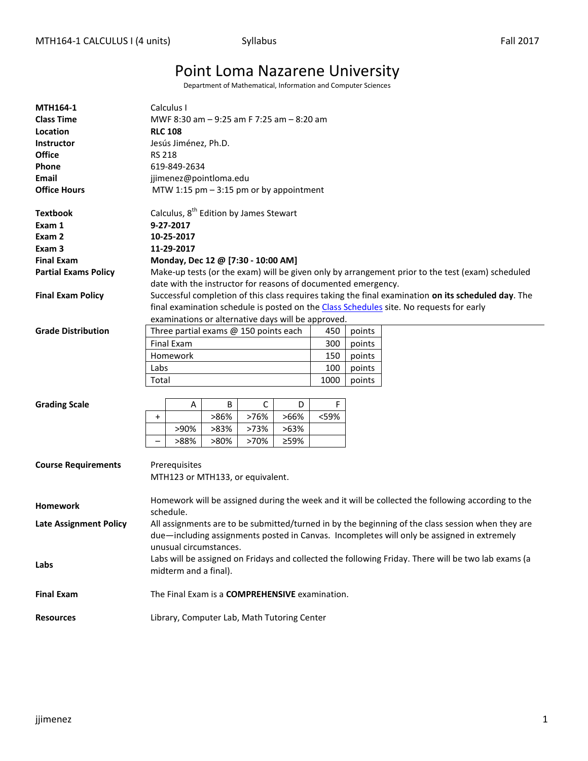# Point Loma Nazarene University

Department of Mathematical, Information and Computer Sciences

**MTH164-1** Calculus I

**Class Time** MWF 8:30 am – 9:25 am F 7:25 am – 8:20 am

**Location** **RLC 108**

**Instructor** Jesús Jiménez, Ph.D.

**Office** RS 218

**Phone** 619-849-2634

**Email** jjimenez@pointloma.edu

**Office Hours** MTW 1:15 pm – 3:15 pm or by appointment

**Textbook** Calculus, 8th Edition by James Stewart

**Exam 1** **9-27-2017**

**Exam 2** **10-25-2017**

**Exam 3** **11-29-2017**

**Final Exam** **Monday, Dec 12 @ [7:30 - 10:00 AM]**

**Partial Exams Policy** Make-up tests (or the exam) will be given only by arrangement prior to the test (exam) scheduled date with the instructor for reasons of documented emergency.

**Final Exam Policy** Successful completion of this class requires taking the final examination **on its scheduled day**. The final examination schedule is posted on the [Class Schedules](Class Schedules) site. No requests for early examinations or alternative days will be approved.

**Grade Distribution**

| | | |
|---|---|---|
| Three partial exams @ 150 points each | 450 | points |
| Final Exam | 300 | points |
| Homework | 150 | points |
| Labs | 100 | points |
| Total | 1000 | points |

**Grading Scale**

| | A | B | C | D | F |
|---|---|---|---|---|---|
| + | | >86% | >76% | >66% | <59% |
| | >90% | >83% | >73% | >63% | |
| – | >88% | >80% | >70% | ≥59% | |

**Course Requirements** Prerequisites
MTH123 or MTH133, or equivalent.

**Homework** Homework will be assigned during the week and it will be collected the following according to the schedule.

**Late Assignment Policy** All assignments are to be submitted/turned in by the beginning of the class session when they are due—including assignments posted in Canvas. Incompletes will only be assigned in extremely unusual circumstances.

**Labs** Labs will be assigned on Fridays and collected the following Friday. There will be two lab exams (a midterm and a final).

**Final Exam** The Final Exam is a **COMPREHENSIVE** examination.

**Resources** Library, Computer Lab, Math Tutoring Center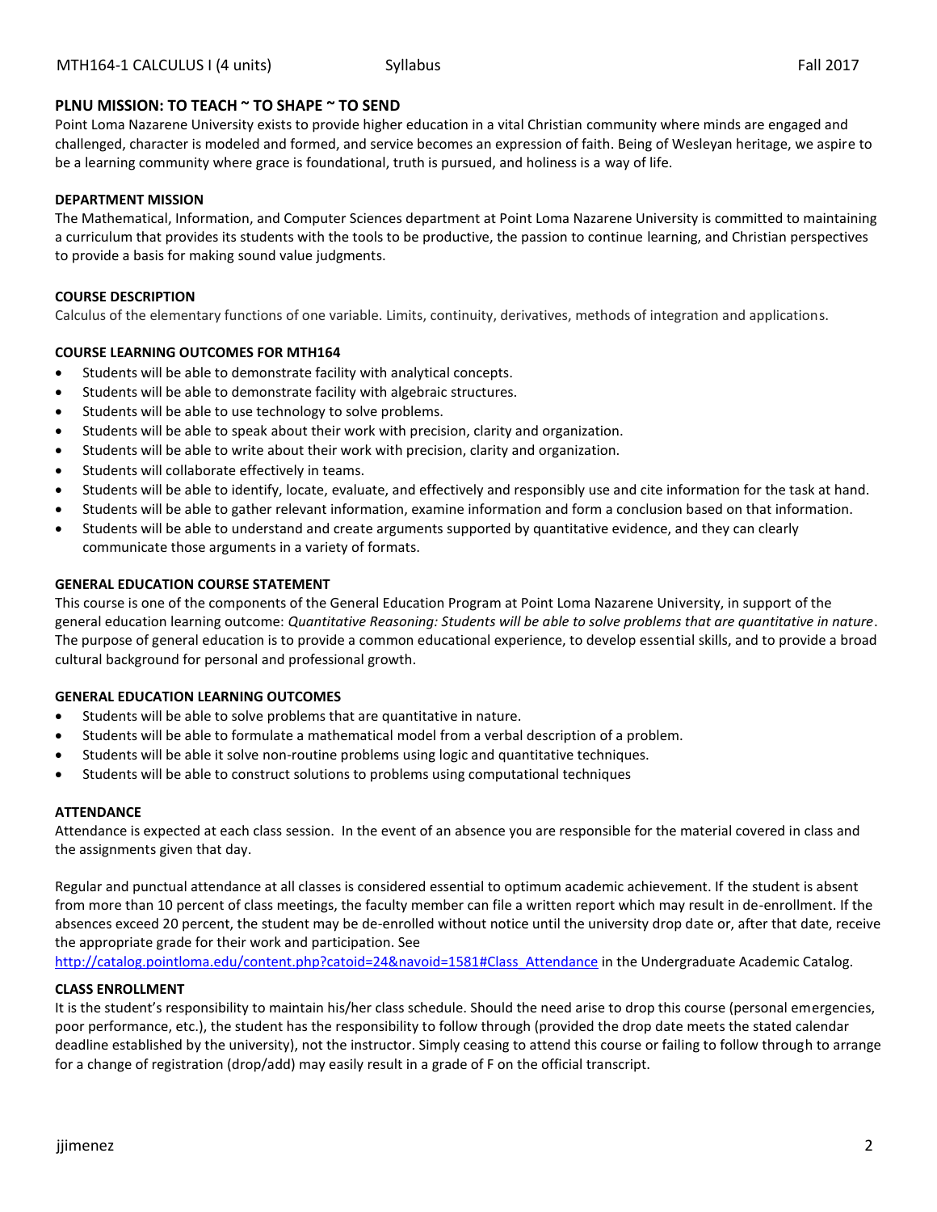## PLNU MISSION: TO TEACH ~ TO SHAPE ~ TO SEND

Point Loma Nazarene University exists to provide higher education in a vital Christian community where minds are engaged and challenged, character is modeled and formed, and service becomes an expression of faith. Being of Wesleyan heritage, we aspire to be a learning community where grace is foundational, truth is pursued, and holiness is a way of life.

### DEPARTMENT MISSION

The Mathematical, Information, and Computer Sciences department at Point Loma Nazarene University is committed to maintaining a curriculum that provides its students with the tools to be productive, the passion to continue learning, and Christian perspectives to provide a basis for making sound value judgments.

### COURSE DESCRIPTION

Calculus of the elementary functions of one variable. Limits, continuity, derivatives, methods of integration and applications.

### COURSE LEARNING OUTCOMES FOR MTH164

- Students will be able to demonstrate facility with analytical concepts.
- Students will be able to demonstrate facility with algebraic structures.
- Students will be able to use technology to solve problems.
- Students will be able to speak about their work with precision, clarity and organization.
- Students will be able to write about their work with precision, clarity and organization.
- Students will collaborate effectively in teams.
- Students will be able to identify, locate, evaluate, and effectively and responsibly use and cite information for the task at hand.
- Students will be able to gather relevant information, examine information and form a conclusion based on that information.
- Students will be able to understand and create arguments supported by quantitative evidence, and they can clearly communicate those arguments in a variety of formats.

### GENERAL EDUCATION COURSE STATEMENT

This course is one of the components of the General Education Program at Point Loma Nazarene University, in support of the general education learning outcome: *Quantitative Reasoning: Students will be able to solve problems that are quantitative in nature*. The purpose of general education is to provide a common educational experience, to develop essential skills, and to provide a broad cultural background for personal and professional growth.

### GENERAL EDUCATION LEARNING OUTCOMES

- Students will be able to solve problems that are quantitative in nature.
- Students will be able to formulate a mathematical model from a verbal description of a problem.
- Students will be able it solve non-routine problems using logic and quantitative techniques.
- Students will be able to construct solutions to problems using computational techniques

### ATTENDANCE

Attendance is expected at each class session. In the event of an absence you are responsible for the material covered in class and the assignments given that day.

Regular and punctual attendance at all classes is considered essential to optimum academic achievement. If the student is absent from more than 10 percent of class meetings, the faculty member can file a written report which may result in de-enrollment. If the absences exceed 20 percent, the student may be de-enrolled without notice until the university drop date or, after that date, receive the appropriate grade for their work and participation. See http://catalog.pointloma.edu/content.php?catoid=24&navoid=1581#Class_Attendance in the Undergraduate Academic Catalog.

### CLASS ENROLLMENT

It is the student's responsibility to maintain his/her class schedule. Should the need arise to drop this course (personal emergencies, poor performance, etc.), the student has the responsibility to follow through (provided the drop date meets the stated calendar deadline established by the university), not the instructor. Simply ceasing to attend this course or failing to follow through to arrange for a change of registration (drop/add) may easily result in a grade of F on the official transcript.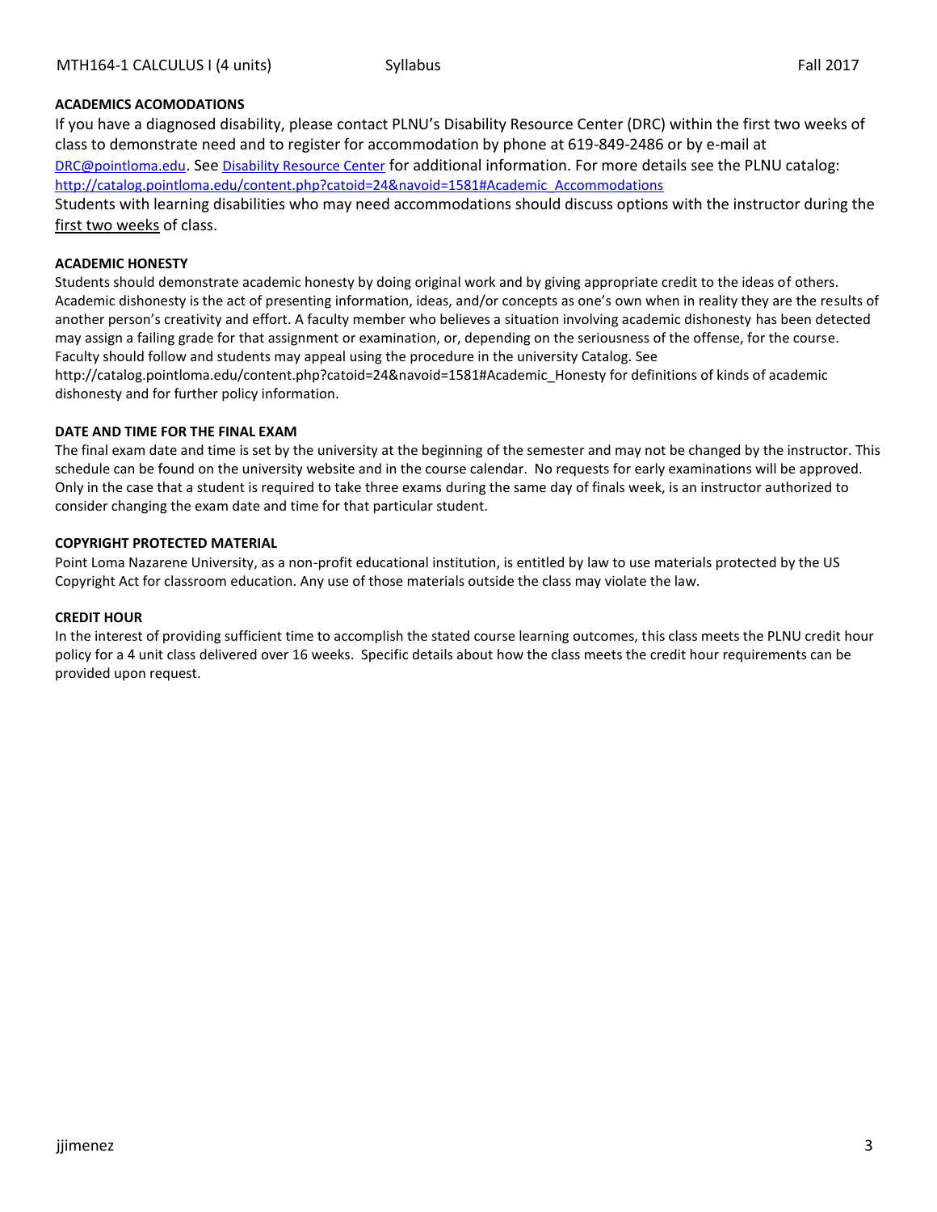## ACADEMICS ACOMODATIONS

If you have a diagnosed disability, please contact PLNU's Disability Resource Center (DRC) within the first two weeks of class to demonstrate need and to register for accommodation by phone at 619-849-2486 or by e-mail at DRC@pointloma.edu. See Disability Resource Center for additional information. For more details see the PLNU catalog: http://catalog.pointloma.edu/content.php?catoid=24&navoid=1581#Academic_Accommodations

Students with learning disabilities who may need accommodations should discuss options with the instructor during the first two weeks of class.

## ACADEMIC HONESTY

Students should demonstrate academic honesty by doing original work and by giving appropriate credit to the ideas of others. Academic dishonesty is the act of presenting information, ideas, and/or concepts as one's own when in reality they are the results of another person's creativity and effort. A faculty member who believes a situation involving academic dishonesty has been detected may assign a failing grade for that assignment or examination, or, depending on the seriousness of the offense, for the course. Faculty should follow and students may appeal using the procedure in the university Catalog. See http://catalog.pointloma.edu/content.php?catoid=24&navoid=1581#Academic_Honesty for definitions of kinds of academic dishonesty and for further policy information.

## DATE AND TIME FOR THE FINAL EXAM

The final exam date and time is set by the university at the beginning of the semester and may not be changed by the instructor. This schedule can be found on the university website and in the course calendar. No requests for early examinations will be approved. Only in the case that a student is required to take three exams during the same day of finals week, is an instructor authorized to consider changing the exam date and time for that particular student.

## COPYRIGHT PROTECTED MATERIAL

Point Loma Nazarene University, as a non-profit educational institution, is entitled by law to use materials protected by the US Copyright Act for classroom education. Any use of those materials outside the class may violate the law.

## CREDIT HOUR

In the interest of providing sufficient time to accomplish the stated course learning outcomes, this class meets the PLNU credit hour policy for a 4 unit class delivered over 16 weeks. Specific details about how the class meets the credit hour requirements can be provided upon request.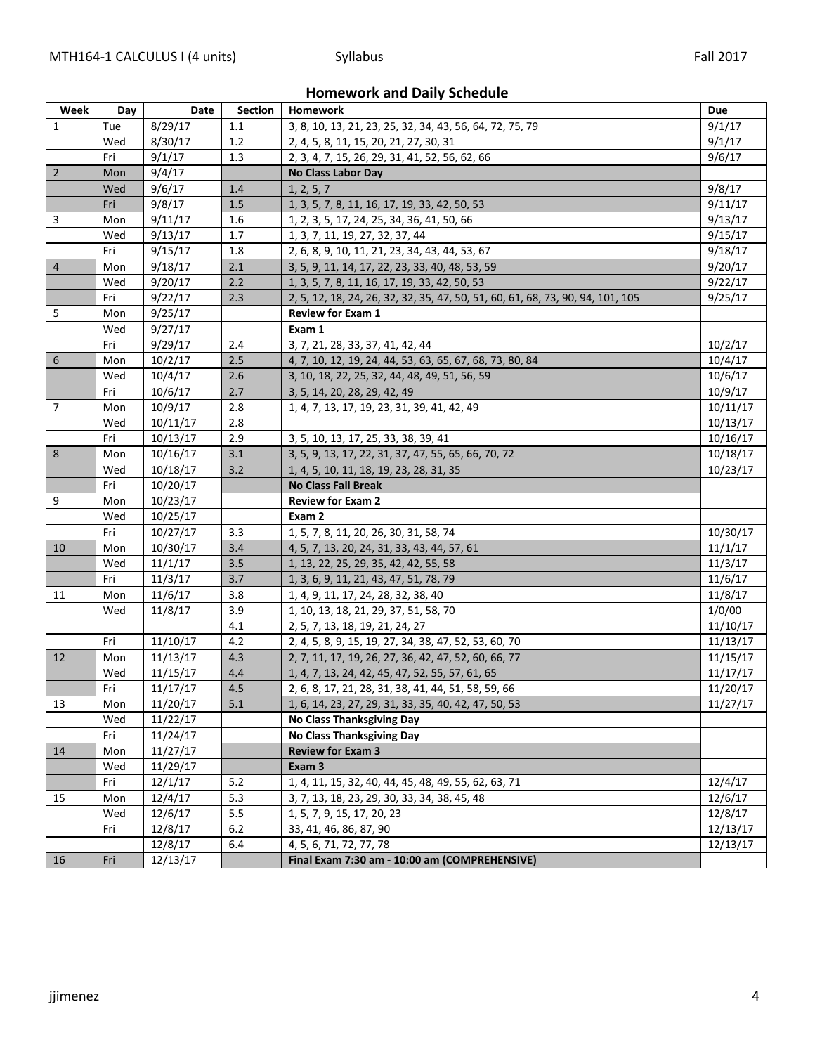## Homework and Daily Schedule

| Week | Day | Date | Section | Homework | Due |
|---|---|---|---|---|---|
| 1 | Tue | 8/29/17 | 1.1 | 3, 8, 10, 13, 21, 23, 25, 32, 34, 43, 56, 64, 72, 75, 79 | 9/1/17 |
| | Wed | 8/30/17 | 1.2 | 2, 4, 5, 8, 11, 15, 20, 21, 27, 30, 31 | 9/1/17 |
| | Fri | 9/1/17 | 1.3 | 2, 3, 4, 7, 15, 26, 29, 31, 41, 52, 56, 62, 66 | 9/6/17 |
| 2 | Mon | 9/4/17 | | **No Class Labor Day** | |
| | Wed | 9/6/17 | 1.4 | 1, 2, 5, 7 | 9/8/17 |
| | Fri | 9/8/17 | 1.5 | 1, 3, 5, 7, 8, 11, 16, 17, 19, 33, 42, 50, 53 | 9/11/17 |
| 3 | Mon | 9/11/17 | 1.6 | 1, 2, 3, 5, 17, 24, 25, 34, 36, 41, 50, 66 | 9/13/17 |
| | Wed | 9/13/17 | 1.7 | 1, 3, 7, 11, 19, 27, 32, 37, 44 | 9/15/17 |
| | Fri | 9/15/17 | 1.8 | 2, 6, 8, 9, 10, 11, 21, 23, 34, 43, 44, 53, 67 | 9/18/17 |
| 4 | Mon | 9/18/17 | 2.1 | 3, 5, 9, 11, 14, 17, 22, 23, 33, 40, 48, 53, 59 | 9/20/17 |
| | Wed | 9/20/17 | 2.2 | 1, 3, 5, 7, 8, 11, 16, 17, 19, 33, 42, 50, 53 | 9/22/17 |
| | Fri | 9/22/17 | 2.3 | 2, 5, 12, 18, 24, 26, 32, 35, 47, 50, 51, 60, 61, 68, 73, 90, 94, 101, 105 | 9/25/17 |
| 5 | Mon | 9/25/17 | | **Review for Exam 1** | |
| | Wed | 9/27/17 | | **Exam 1** | |
| | Fri | 9/29/17 | 2.4 | 3, 7, 21, 28, 33, 37, 41, 42, 44 | 10/2/17 |
| 6 | Mon | 10/2/17 | 2.5 | 4, 7, 10, 12, 19, 24, 44, 53, 63, 65, 67, 68, 73, 80, 84 | 10/4/17 |
| | Wed | 10/4/17 | 2.6 | 3, 10, 18, 22, 25, 32, 44, 48, 49, 51, 56, 59 | 10/6/17 |
| | Fri | 10/6/17 | 2.7 | 3, 5, 14, 20, 28, 29, 42, 49 | 10/9/17 |
| 7 | Mon | 10/9/17 | 2.8 | 1, 4, 7, 13, 17, 19, 23, 31, 39, 41, 42, 49 | 10/11/17 |
| | Wed | 10/11/17 | 2.8 | | 10/13/17 |
| | Fri | 10/13/17 | 2.9 | 3, 5, 10, 13, 17, 25, 33, 38, 39, 41 | 10/16/17 |
| 8 | Mon | 10/16/17 | 3.1 | 3, 5, 9, 13, 17, 22, 31, 37, 47, 55, 65, 66, 70, 72 | 10/18/17 |
| | Wed | 10/18/17 | 3.2 | 1, 4, 5, 10, 11, 18, 19, 23, 28, 31, 35 | 10/23/17 |
| | Fri | 10/20/17 | | **No Class Fall Break** | |
| 9 | Mon | 10/23/17 | | **Review for Exam 2** | |
| | Wed | 10/25/17 | | **Exam 2** | |
| | Fri | 10/27/17 | 3.3 | 1, 5, 7, 8, 11, 20, 26, 30, 31, 58, 74 | 10/30/17 |
| 10 | Mon | 10/30/17 | 3.4 | 4, 5, 7, 13, 20, 24, 31, 33, 43, 44, 57, 61 | 11/1/17 |
| | Wed | 11/1/17 | 3.5 | 1, 13, 22, 25, 29, 35, 42, 42, 55, 58 | 11/3/17 |
| | Fri | 11/3/17 | 3.7 | 1, 3, 6, 9, 11, 21, 43, 47, 51, 78, 79 | 11/6/17 |
| 11 | Mon | 11/6/17 | 3.8 | 1, 4, 9, 11, 17, 24, 28, 32, 38, 40 | 11/8/17 |
| | Wed | 11/8/17 | 3.9 | 1, 10, 13, 18, 21, 29, 37, 51, 58, 70 | 1/0/00 |
| | | | 4.1 | 2, 5, 7, 13, 18, 19, 21, 24, 27 | 11/10/17 |
| | Fri | 11/10/17 | 4.2 | 2, 4, 5, 8, 9, 15, 19, 27, 34, 38, 47, 52, 53, 60, 70 | 11/13/17 |
| 12 | Mon | 11/13/17 | 4.3 | 2, 7, 11, 17, 19, 26, 27, 36, 42, 47, 52, 60, 66, 77 | 11/15/17 |
| | Wed | 11/15/17 | 4.4 | 1, 4, 7, 13, 24, 42, 45, 47, 52, 55, 57, 61, 65 | 11/17/17 |
| | Fri | 11/17/17 | 4.5 | 2, 6, 8, 17, 21, 28, 31, 38, 41, 44, 51, 58, 59, 66 | 11/20/17 |
| 13 | Mon | 11/20/17 | 5.1 | 1, 6, 14, 23, 27, 29, 31, 33, 35, 40, 42, 47, 50, 53 | 11/27/17 |
| | Wed | 11/22/17 | | **No Class Thanksgiving Day** | |
| | Fri | 11/24/17 | | **No Class Thanksgiving Day** | |
| 14 | Mon | 11/27/17 | | **Review for Exam 3** | |
| | Wed | 11/29/17 | | **Exam 3** | |
| | Fri | 12/1/17 | 5.2 | 1, 4, 11, 15, 32, 40, 44, 45, 48, 49, 55, 62, 63, 71 | 12/4/17 |
| 15 | Mon | 12/4/17 | 5.3 | 3, 7, 13, 18, 23, 29, 30, 33, 34, 38, 45, 48 | 12/6/17 |
| | Wed | 12/6/17 | 5.5 | 1, 5, 7, 9, 15, 17, 20, 23 | 12/8/17 |
| | Fri | 12/8/17 | 6.2 | 33, 41, 46, 86, 87, 90 | 12/13/17 |
| | | 12/8/17 | 6.4 | 4, 5, 6, 71, 72, 77, 78 | 12/13/17 |
| 16 | Fri | 12/13/17 | | **Final Exam 7:30 am - 10:00 am (COMPREHENSIVE)** | |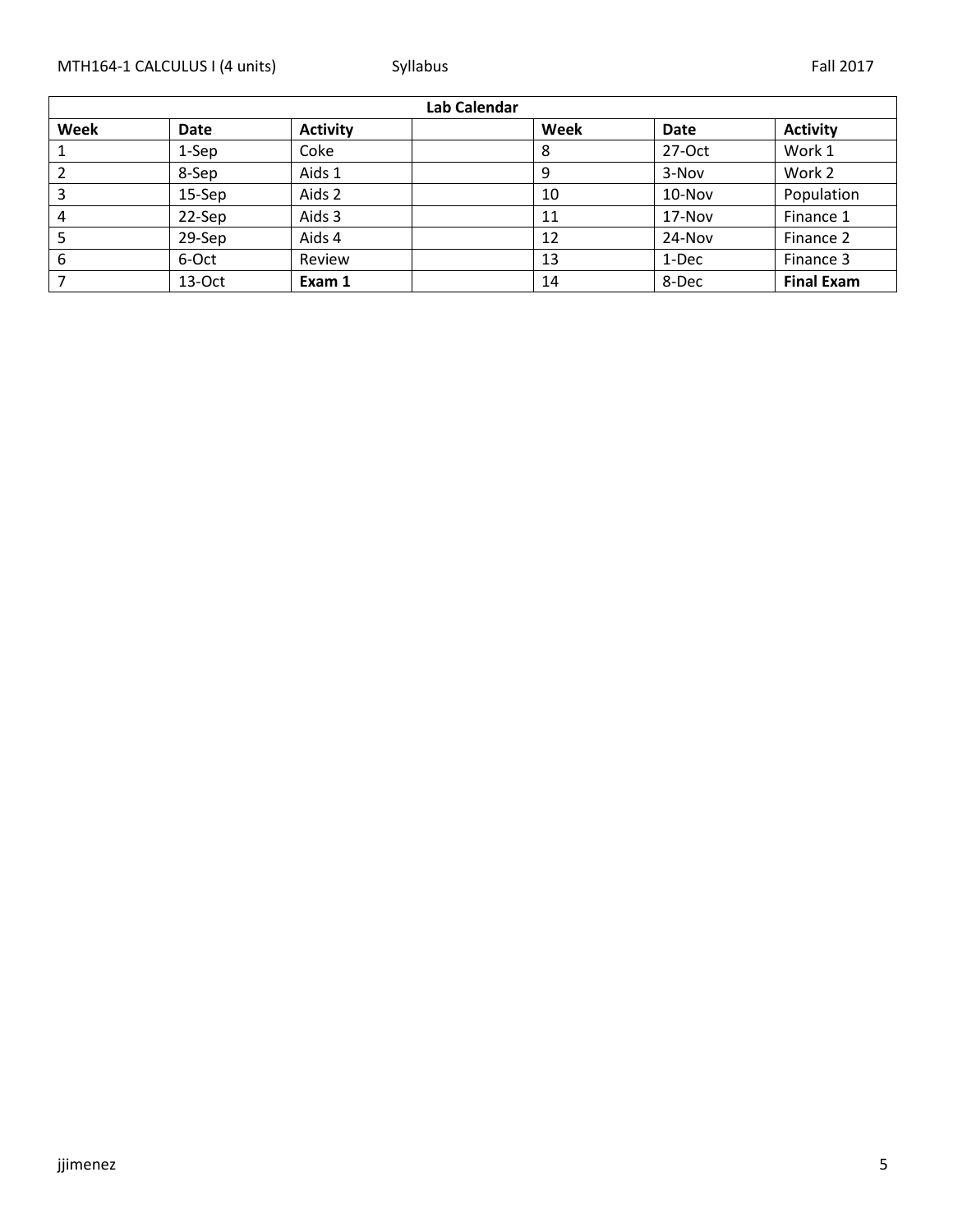| Lab Calendar | | | | | | |
|---|---|---|---|---|---|---|
| **Week** | **Date** | **Activity** | | **Week** | **Date** | **Activity** |
| 1 | 1-Sep | Coke | | 8 | 27-Oct | Work 1 |
| 2 | 8-Sep | Aids 1 | | 9 | 3-Nov | Work 2 |
| 3 | 15-Sep | Aids 2 | | 10 | 10-Nov | Population |
| 4 | 22-Sep | Aids 3 | | 11 | 17-Nov | Finance 1 |
| 5 | 29-Sep | Aids 4 | | 12 | 24-Nov | Finance 2 |
| 6 | 6-Oct | Review | | 13 | 1-Dec | Finance 3 |
| 7 | 13-Oct | **Exam 1** | | 14 | 8-Dec | **Final Exam** |